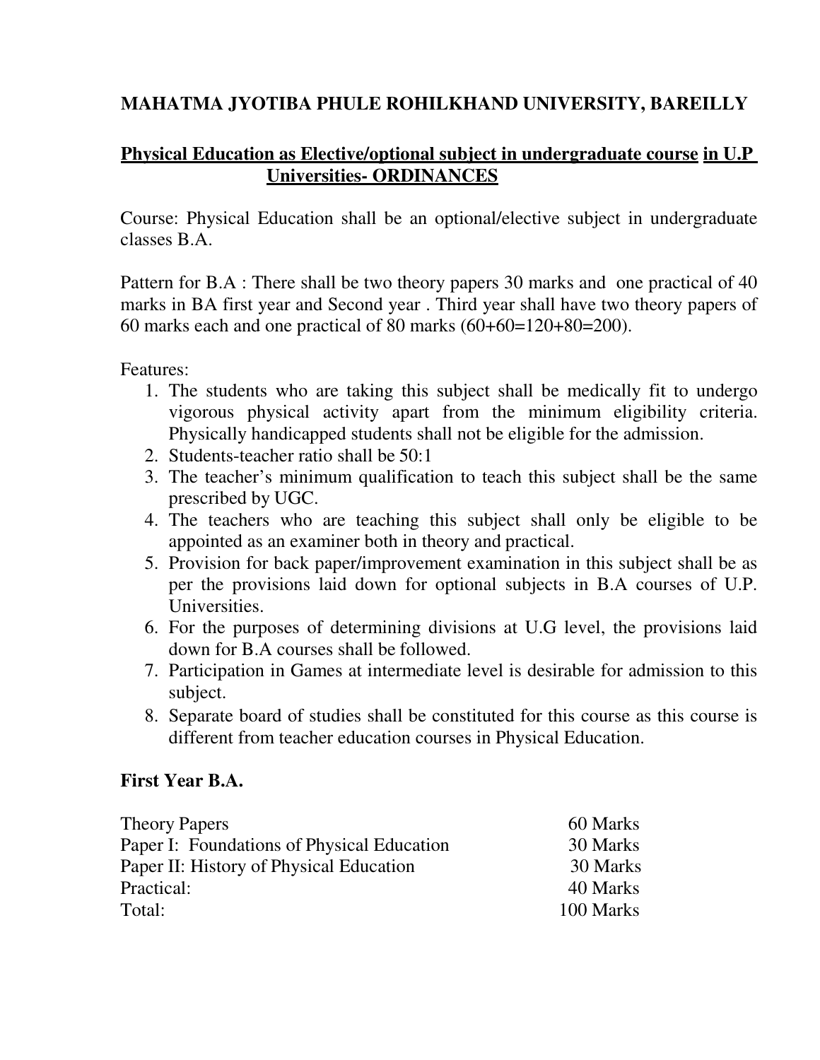# MAHATMA JYOTIBA PHULE ROHILKHAND UNIVERSITY, BAREILLY

## Physical Education as Elective/optional subject in undergraduate course in U.P Universities- ORDINANCES

Course: Physical Education shall be an optional/elective subject in undergraduate classes B.A.

Pattern for B.A : There shall be two theory papers 30 marks and one practical of 40 marks in BA first year and Second year . Third year shall have two theory papers of 60 marks each and one practical of 80 marks (60+60=120+80=200).

Features:

1. The students who are taking this subject shall be medically fit to undergo vigorous physical activity apart from the minimum eligibility criteria. Physically handicapped students shall not be eligible for the admission.
2. Students-teacher ratio shall be 50:1
3. The teacher's minimum qualification to teach this subject shall be the same prescribed by UGC.
4. The teachers who are teaching this subject shall only be eligible to be appointed as an examiner both in theory and practical.
5. Provision for back paper/improvement examination in this subject shall be as per the provisions laid down for optional subjects in B.A courses of U.P. Universities.
6. For the purposes of determining divisions at U.G level, the provisions laid down for B.A courses shall be followed.
7. Participation in Games at intermediate level is desirable for admission to this subject.
8. Separate board of studies shall be constituted for this course as this course is different from teacher education courses in Physical Education.

### First Year B.A.

| | |
|---|---|
| Theory Papers | 60 Marks |
| Paper I: Foundations of Physical Education | 30 Marks |
| Paper II: History of Physical Education | 30 Marks |
| Practical: | 40 Marks |
| Total: | 100 Marks |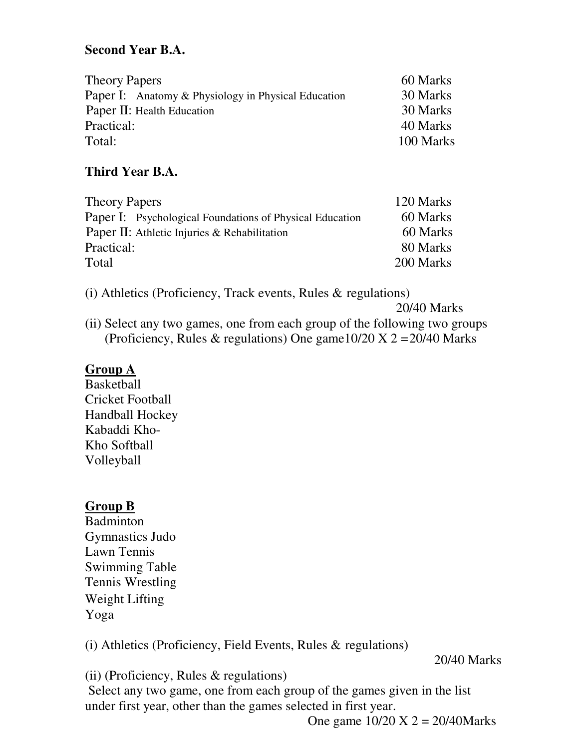**Second Year B.A.**

| | |
|---|---|
| Theory Papers | 60 Marks |
| Paper I: Anatomy & Physiology in Physical Education | 30 Marks |
| Paper II: Health Education | 30 Marks |
| Practical: | 40 Marks |
| Total: | 100 Marks |

**Third Year B.A.**

| | |
|---|---|
| Theory Papers | 120 Marks |
| Paper I: Psychological Foundations of Physical Education | 60 Marks |
| Paper II: Athletic Injuries & Rehabilitation | 60 Marks |
| Practical: | 80 Marks |
| Total | 200 Marks |

(i) Athletics (Proficiency, Track events, Rules & regulations)
20/40 Marks

(ii) Select any two games, one from each group of the following two groups (Proficiency, Rules & regulations) One game10/20 X 2 =20/40 Marks

**Group A**

Basketball
Cricket Football
Handball Hockey
Kabaddi Kho-
Kho Softball
Volleyball

**Group B**

Badminton
Gymnastics Judo
Lawn Tennis
Swimming Table
Tennis Wrestling
Weight Lifting
Yoga

(i) Athletics (Proficiency, Field Events, Rules & regulations)
20/40 Marks

(ii) (Proficiency, Rules & regulations)
Select any two game, one from each group of the games given in the list under first year, other than the games selected in first year.
One game 10/20 X 2 = 20/40Marks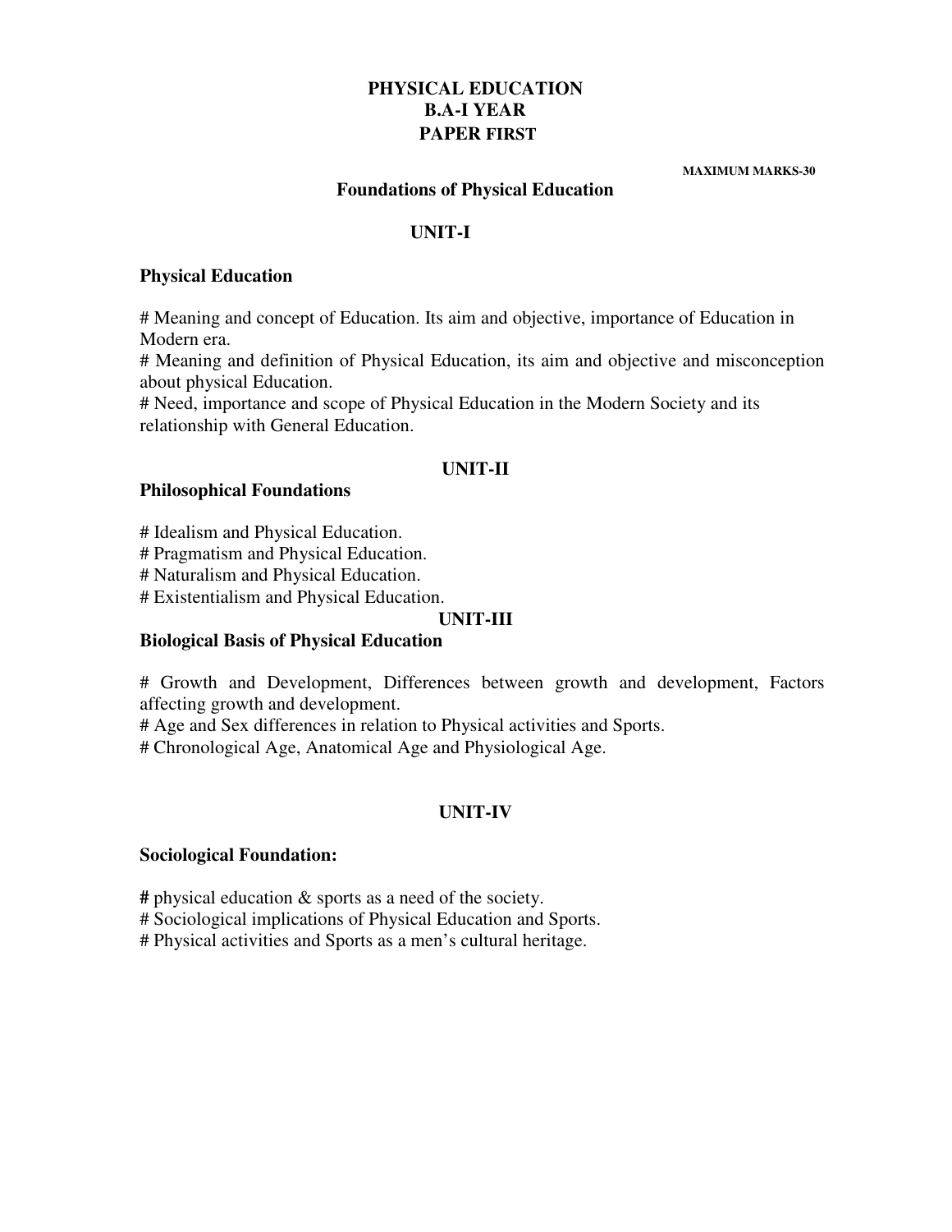# PHYSICAL EDUCATION
## B.A-I YEAR
## PAPER FIRST

**MAXIMUM MARKS-30**

### Foundations of Physical Education

### UNIT-I

**Physical Education**

# Meaning and concept of Education. Its aim and objective, importance of Education in Modern era.
# Meaning and definition of Physical Education, its aim and objective and misconception about physical Education.
# Need, importance and scope of Physical Education in the Modern Society and its relationship with General Education.

### UNIT-II

**Philosophical Foundations**

# Idealism and Physical Education.
# Pragmatism and Physical Education.
# Naturalism and Physical Education.
# Existentialism and Physical Education.

### UNIT-III

**Biological Basis of Physical Education**

# Growth and Development, Differences between growth and development, Factors affecting growth and development.
# Age and Sex differences in relation to Physical activities and Sports.
# Chronological Age, Anatomical Age and Physiological Age.

### UNIT-IV

**Sociological Foundation:**

**#** physical education & sports as a need of the society.
# Sociological implications of Physical Education and Sports.
# Physical activities and Sports as a men's cultural heritage.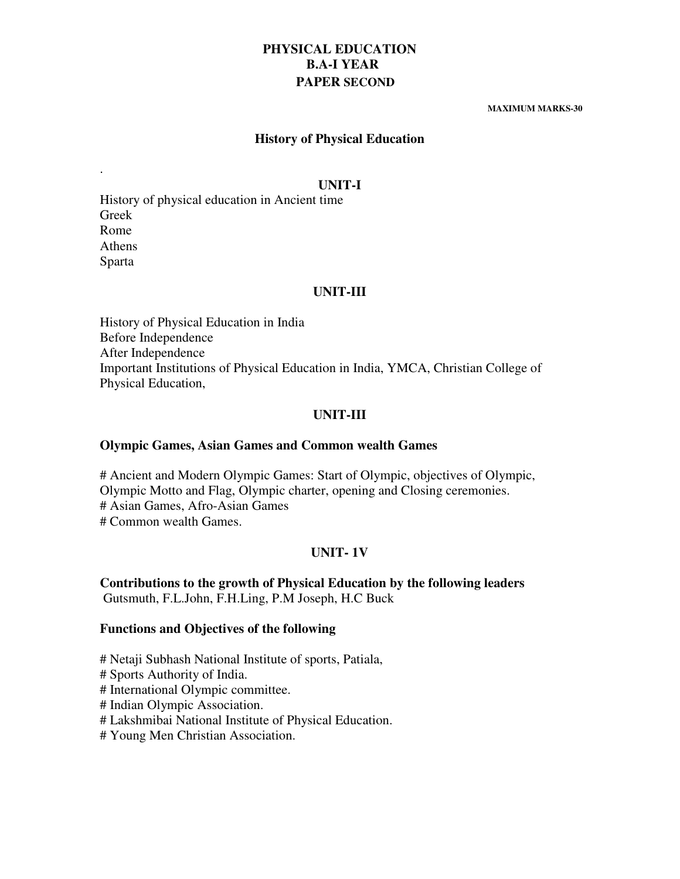# PHYSICAL EDUCATION
## B.A-I YEAR
## PAPER SECOND

**MAXIMUM MARKS-30**

### History of Physical Education

.

### UNIT-I

History of physical education in Ancient time
Greek
Rome
Athens
Sparta

### UNIT-III

History of Physical Education in India
Before Independence
After Independence
Important Institutions of Physical Education in India, YMCA, Christian College of Physical Education,

### UNIT-III

**Olympic Games, Asian Games and Common wealth Games**

# Ancient and Modern Olympic Games: Start of Olympic, objectives of Olympic, Olympic Motto and Flag, Olympic charter, opening and Closing ceremonies.
# Asian Games, Afro-Asian Games
# Common wealth Games.

### UNIT- 1V

**Contributions to the growth of Physical Education by the following leaders**
Gutsmuth, F.L.John, F.H.Ling, P.M Joseph, H.C Buck

**Functions and Objectives of the following**

# Netaji Subhash National Institute of sports, Patiala,
# Sports Authority of India.
# International Olympic committee.
# Indian Olympic Association.
# Lakshmibai National Institute of Physical Education.
# Young Men Christian Association.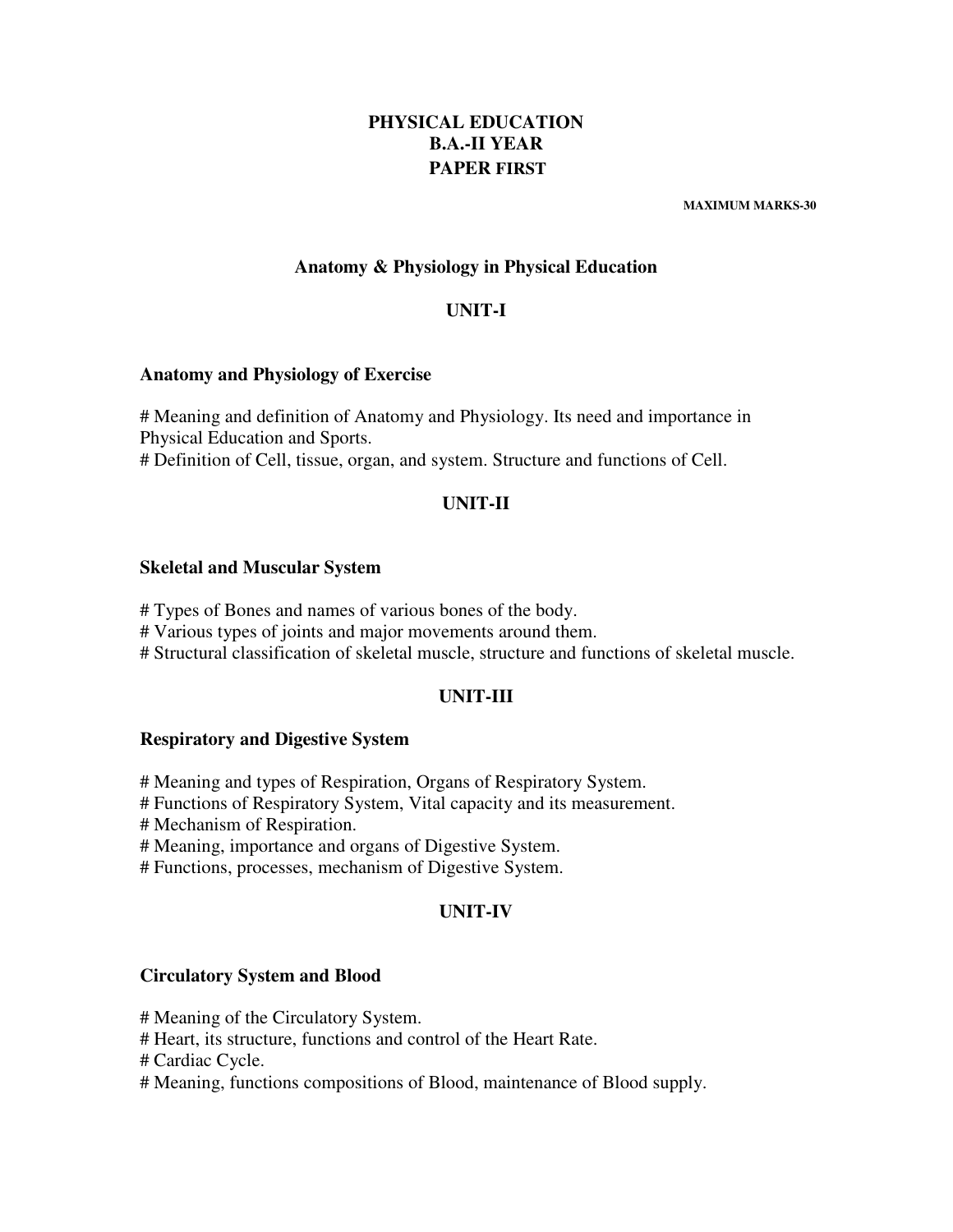# PHYSICAL EDUCATION
## B.A.-II YEAR
## PAPER FIRST

**MAXIMUM MARKS-30**

## Anatomy & Physiology in Physical Education

## UNIT-I

### Anatomy and Physiology of Exercise

# Meaning and definition of Anatomy and Physiology. Its need and importance in Physical Education and Sports.
# Definition of Cell, tissue, organ, and system. Structure and functions of Cell.

## UNIT-II

### Skeletal and Muscular System

# Types of Bones and names of various bones of the body.
# Various types of joints and major movements around them.
# Structural classification of skeletal muscle, structure and functions of skeletal muscle.

## UNIT-III

### Respiratory and Digestive System

# Meaning and types of Respiration, Organs of Respiratory System.
# Functions of Respiratory System, Vital capacity and its measurement.
# Mechanism of Respiration.
# Meaning, importance and organs of Digestive System.
# Functions, processes, mechanism of Digestive System.

## UNIT-IV

### Circulatory System and Blood

# Meaning of the Circulatory System.
# Heart, its structure, functions and control of the Heart Rate.
# Cardiac Cycle.
# Meaning, functions compositions of Blood, maintenance of Blood supply.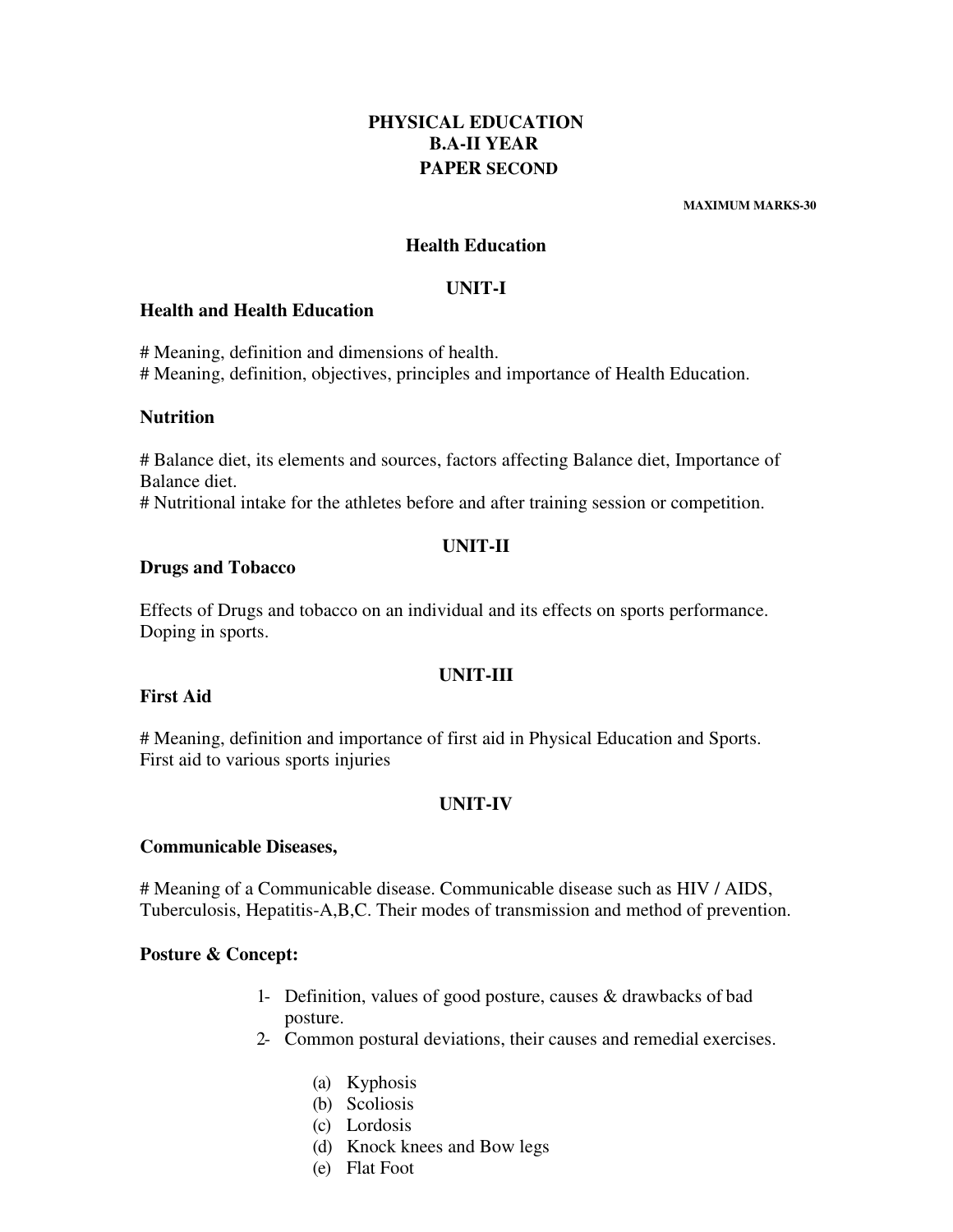# PHYSICAL EDUCATION
## B.A-II YEAR
## PAPER SECOND

**MAXIMUM MARKS-30**

## Health Education

### UNIT-I

**Health and Health Education**

# Meaning, definition and dimensions of health.
# Meaning, definition, objectives, principles and importance of Health Education.

**Nutrition**

# Balance diet, its elements and sources, factors affecting Balance diet, Importance of Balance diet.
# Nutritional intake for the athletes before and after training session or competition.

### UNIT-II

**Drugs and Tobacco**

Effects of Drugs and tobacco on an individual and its effects on sports performance. Doping in sports.

### UNIT-III

**First Aid**

# Meaning, definition and importance of first aid in Physical Education and Sports. First aid to various sports injuries

### UNIT-IV

**Communicable Diseases,**

# Meaning of a Communicable disease. Communicable disease such as HIV / AIDS, Tuberculosis, Hepatitis-A,B,C. Their modes of transmission and method of prevention.

**Posture & Concept:**

1- Definition, values of good posture, causes & drawbacks of bad posture.
2- Common postural deviations, their causes and remedial exercises.

   (a) Kyphosis
   (b) Scoliosis
   (c) Lordosis
   (d) Knock knees and Bow legs
   (e) Flat Foot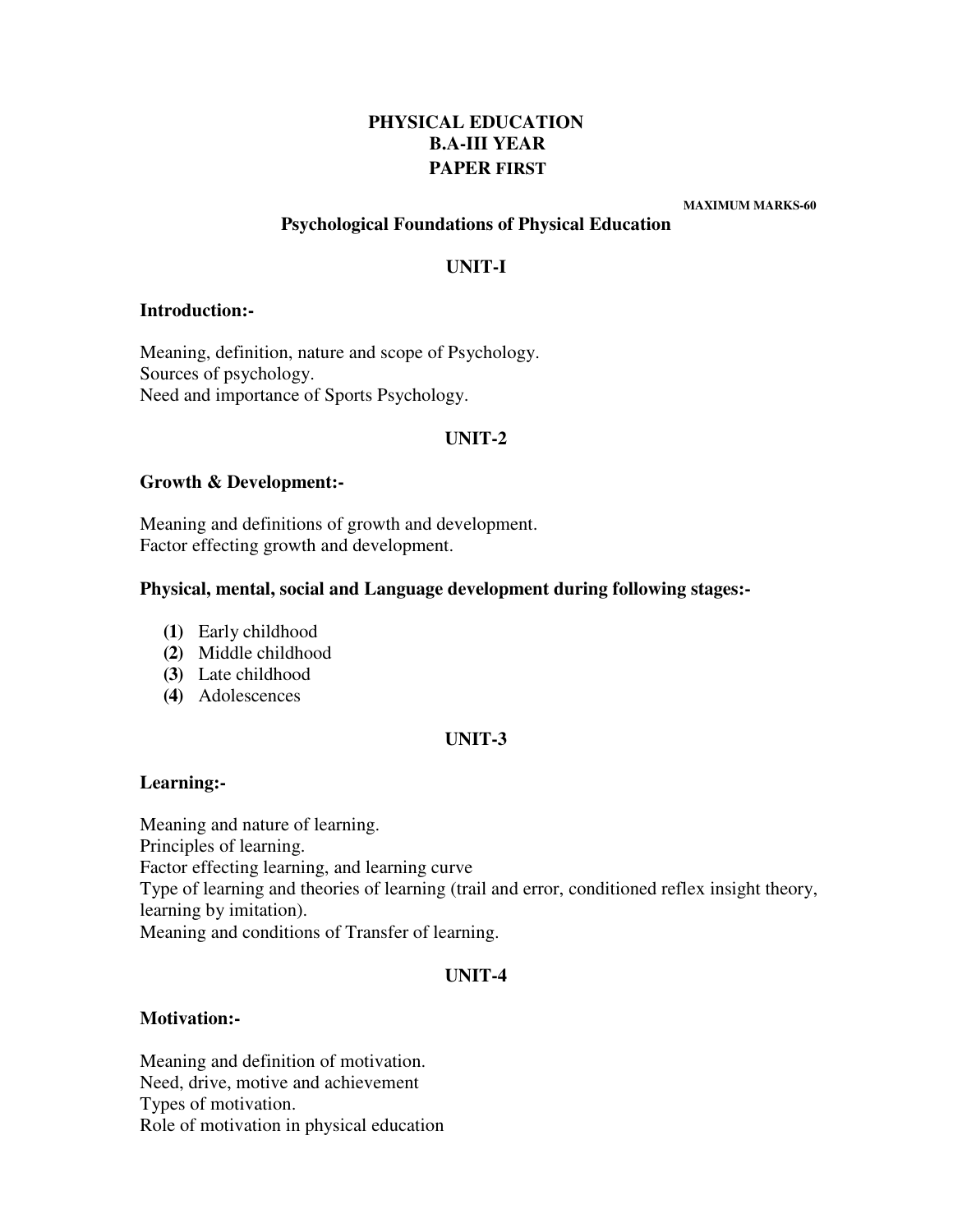# PHYSICAL EDUCATION
## B.A-III YEAR
## PAPER FIRST

**MAXIMUM MARKS-60**

## Psychological Foundations of Physical Education

### UNIT-I

**Introduction:-**

Meaning, definition, nature and scope of Psychology.
Sources of psychology.
Need and importance of Sports Psychology.

### UNIT-2

**Growth & Development:-**

Meaning and definitions of growth and development.
Factor effecting growth and development.

**Physical, mental, social and Language development during following stages:-**

**(1)** Early childhood
**(2)** Middle childhood
**(3)** Late childhood
**(4)** Adolescences

### UNIT-3

**Learning:-**

Meaning and nature of learning.
Principles of learning.
Factor effecting learning, and learning curve
Type of learning and theories of learning (trail and error, conditioned reflex insight theory, learning by imitation).
Meaning and conditions of Transfer of learning.

### UNIT-4

**Motivation:-**

Meaning and definition of motivation.
Need, drive, motive and achievement
Types of motivation.
Role of motivation in physical education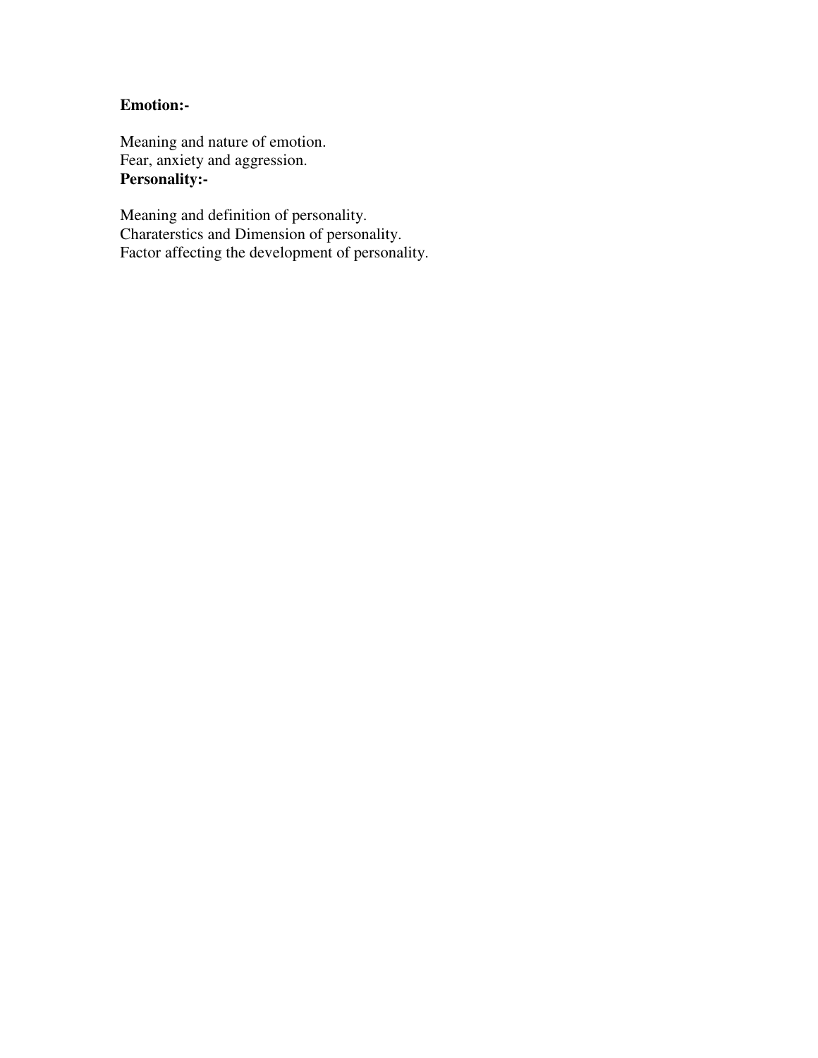**Emotion:-**

Meaning and nature of emotion.
Fear, anxiety and aggression.

**Personality:-**

Meaning and definition of personality.
Charaterstics and Dimension of personality.
Factor affecting the development of personality.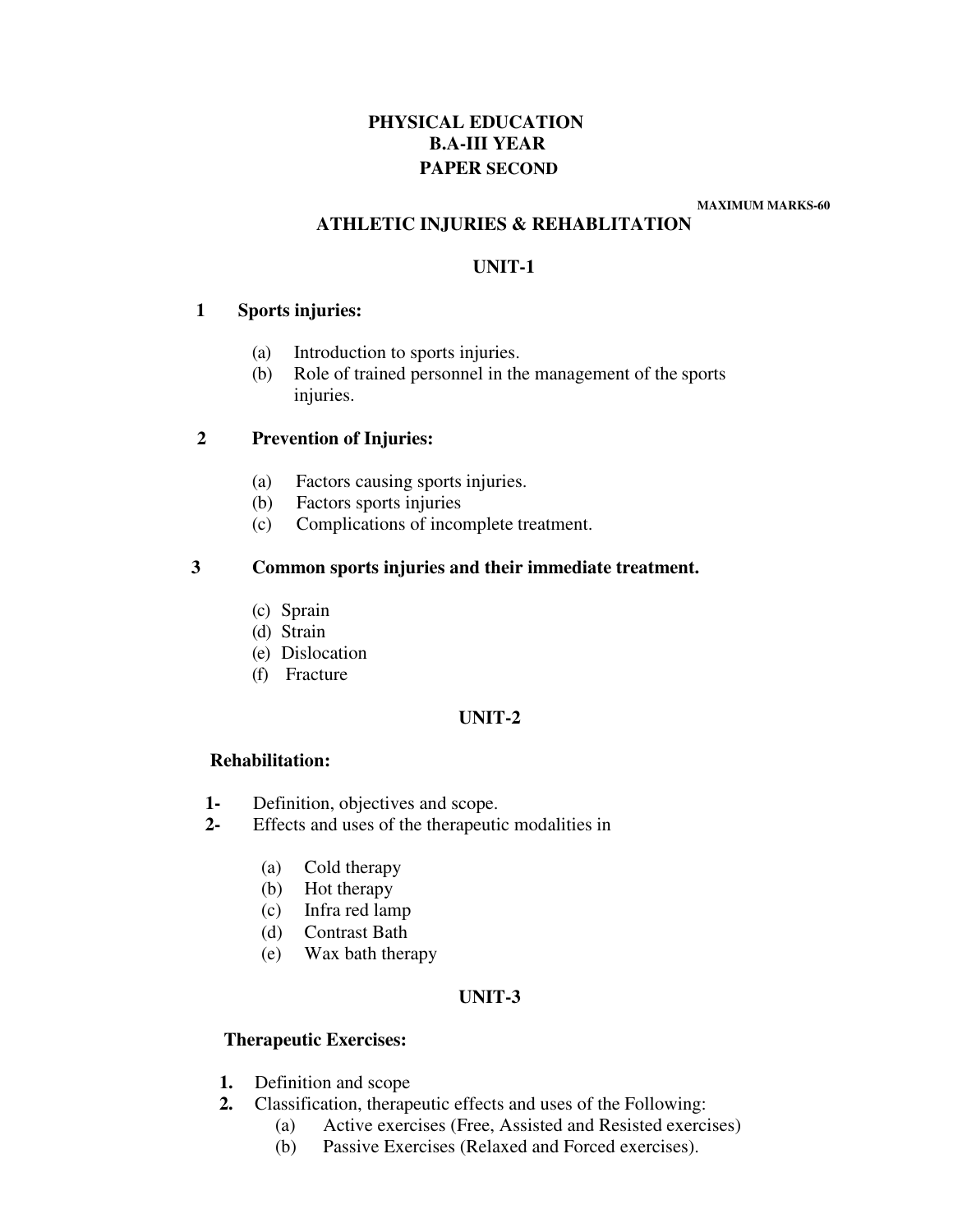# PHYSICAL EDUCATION
## B.A-III YEAR
## PAPER SECOND

**MAXIMUM MARKS-60**

## ATHLETIC INJURIES & REHABLITATION

### UNIT-1

**1 Sports injuries:**

- (a) Introduction to sports injuries.
- (b) Role of trained personnel in the management of the sports injuries.

**2 Prevention of Injuries:**

- (a) Factors causing sports injuries.
- (b) Factors sports injuries
- (c) Complications of incomplete treatment.

**3 Common sports injuries and their immediate treatment.**

- (c) Sprain
- (d) Strain
- (e) Dislocation
- (f) Fracture

### UNIT-2

**Rehabilitation:**

1- Definition, objectives and scope.

2- Effects and uses of the therapeutic modalities in

- (a) Cold therapy
- (b) Hot therapy
- (c) Infra red lamp
- (d) Contrast Bath
- (e) Wax bath therapy

### UNIT-3

**Therapeutic Exercises:**

1. Definition and scope
2. Classification, therapeutic effects and uses of the Following:
   - (a) Active exercises (Free, Assisted and Resisted exercises)
   - (b) Passive Exercises (Relaxed and Forced exercises).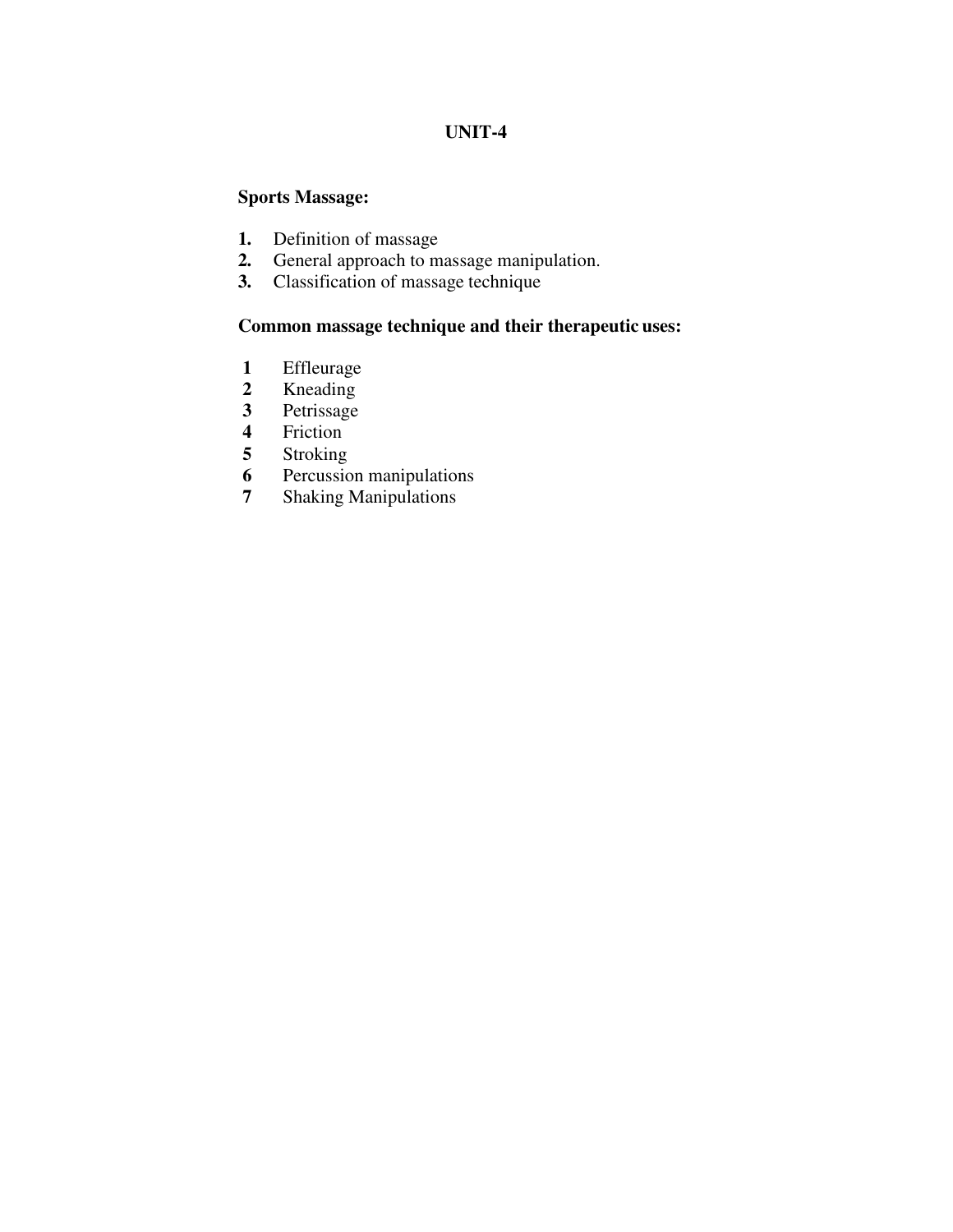# UNIT-4

**Sports Massage:**

1. Definition of massage
2. General approach to massage manipulation.
3. Classification of massage technique

**Common massage technique and their therapeutic uses:**

1. Effleurage
2. Kneading
3. Petrissage
4. Friction
5. Stroking
6. Percussion manipulations
7. Shaking Manipulations